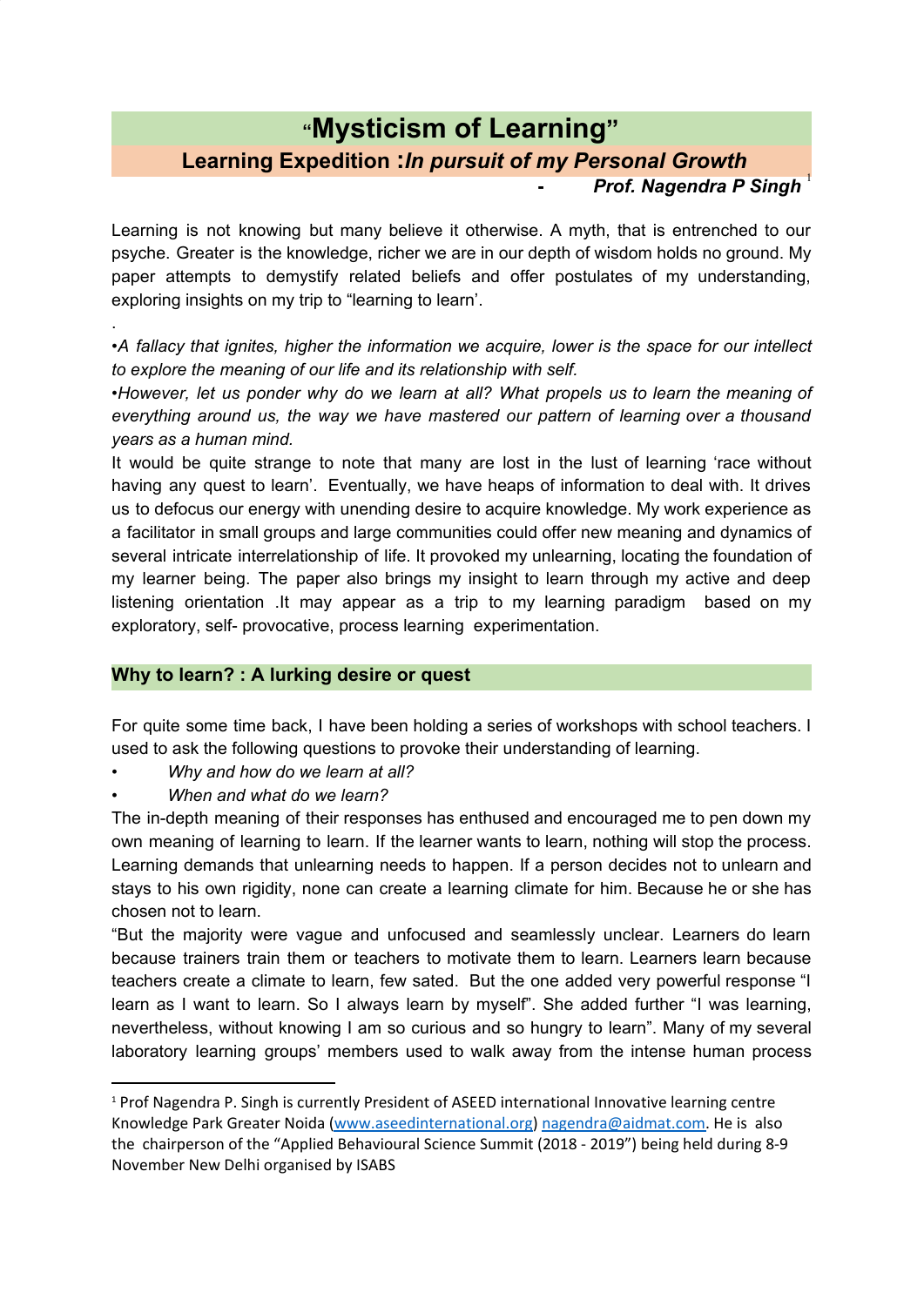# "Mysticism of Learning"

## Learning Expedition :*In pursuit of my Personal Growth*

**- *Prof. Nagendra P Singh*** [1]

Learning is not knowing but many believe it otherwise. A myth, that is entrenched to our psyche. Greater is the knowledge, richer we are in our depth of wisdom holds no ground. My paper attempts to demystify related beliefs and offer postulates of my understanding, exploring insights on my trip to "learning to learn'.

.

•*A fallacy that ignites, higher the information we acquire, lower is the space for our intellect to explore the meaning of our life and its relationship with self.*

•*However, let us ponder why do we learn at all? What propels us to learn the meaning of everything around us, the way we have mastered our pattern of learning over a thousand years as a human mind.*

It would be quite strange to note that many are lost in the lust of learning 'race without having any quest to learn'. Eventually, we have heaps of information to deal with. It drives us to defocus our energy with unending desire to acquire knowledge. My work experience as a facilitator in small groups and large communities could offer new meaning and dynamics of several intricate interrelationship of life. It provoked my unlearning, locating the foundation of my learner being. The paper also brings my insight to learn through my active and deep listening orientation .It may appear as a trip to my learning paradigm based on my exploratory, self- provocative, process learning experimentation.

## Why to learn? : A lurking desire or quest

For quite some time back, I have been holding a series of workshops with school teachers. I used to ask the following questions to provoke their understanding of learning.

- *Why and how do we learn at all?*
- *When and what do we learn?*

The in-depth meaning of their responses has enthused and encouraged me to pen down my own meaning of learning to learn. If the learner wants to learn, nothing will stop the process. Learning demands that unlearning needs to happen. If a person decides not to unlearn and stays to his own rigidity, none can create a learning climate for him. Because he or she has chosen not to learn.

"But the majority were vague and unfocused and seamlessly unclear. Learners do learn because trainers train them or teachers to motivate them to learn. Learners learn because teachers create a climate to learn, few sated. But the one added very powerful response "I learn as I want to learn. So I always learn by myself". She added further "I was learning, nevertheless, without knowing I am so curious and so hungry to learn". Many of my several laboratory learning groups' members used to walk away from the intense human process

---

[1] Prof Nagendra P. Singh is currently President of ASEED international Innovative learning centre Knowledge Park Greater Noida (www.aseedinternational.org) nagendra@aidmat.com. He is also the chairperson of the "Applied Behavioural Science Summit (2018 - 2019") being held during 8-9 November New Delhi organised by ISABS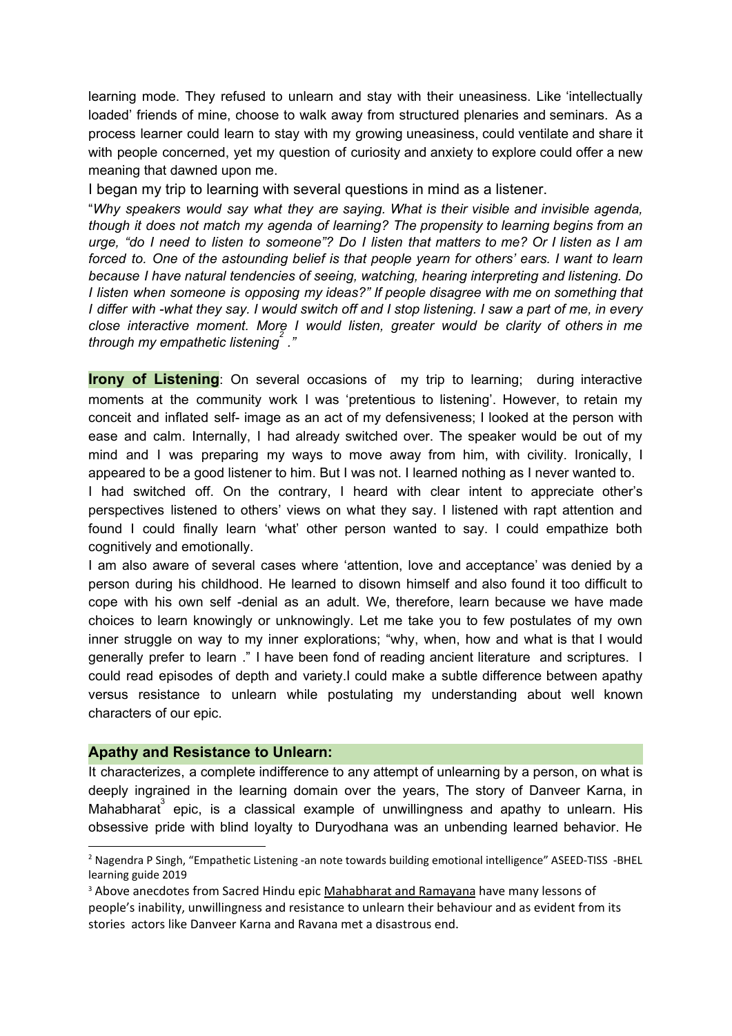learning mode. They refused to unlearn and stay with their uneasiness. Like 'intellectually loaded' friends of mine, choose to walk away from structured plenaries and seminars. As a process learner could learn to stay with my growing uneasiness, could ventilate and share it with people concerned, yet my question of curiosity and anxiety to explore could offer a new meaning that dawned upon me.

I began my trip to learning with several questions in mind as a listener.

"*Why speakers would say what they are saying. What is their visible and invisible agenda, though it does not match my agenda of learning? The propensity to learning begins from an urge, "do I need to listen to someone"? Do I listen that matters to me? Or I listen as I am forced to. One of the astounding belief is that people yearn for others' ears. I want to learn because I have natural tendencies of seeing, watching, hearing interpreting and listening. Do I listen when someone is opposing my ideas?" If people disagree with me on something that I differ with -what they say. I would switch off and I stop listening. I saw a part of me, in every close interactive moment. More I would listen, greater would be clarity of others in me through my empathetic listening*[2] *."*

**Irony of Listening**: On several occasions of my trip to learning; during interactive moments at the community work I was 'pretentious to listening'. However, to retain my conceit and inflated self- image as an act of my defensiveness; I looked at the person with ease and calm. Internally, I had already switched over. The speaker would be out of my mind and I was preparing my ways to move away from him, with civility. Ironically, I appeared to be a good listener to him. But I was not. I learned nothing as I never wanted to.

I had switched off. On the contrary, I heard with clear intent to appreciate other's perspectives listened to others' views on what they say. I listened with rapt attention and found I could finally learn 'what' other person wanted to say. I could empathize both cognitively and emotionally.

I am also aware of several cases where 'attention, love and acceptance' was denied by a person during his childhood. He learned to disown himself and also found it too difficult to cope with his own self -denial as an adult. We, therefore, learn because we have made choices to learn knowingly or unknowingly. Let me take you to few postulates of my own inner struggle on way to my inner explorations; "why, when, how and what is that I would generally prefer to learn ." I have been fond of reading ancient literature and scriptures. I could read episodes of depth and variety.I could make a subtle difference between apathy versus resistance to unlearn while postulating my understanding about well known characters of our epic.

## Apathy and Resistance to Unlearn:

It characterizes, a complete indifference to any attempt of unlearning by a person, on what is deeply ingrained in the learning domain over the years, The story of Danveer Karna, in Mahabharat[3] epic, is a classical example of unwillingness and apathy to unlearn. His obsessive pride with blind loyalty to Duryodhana was an unbending learned behavior. He

---

[2] Nagendra P Singh, "Empathetic Listening -an note towards building emotional intelligence" ASEED-TISS -BHEL learning guide 2019

[3] Above anecdotes from Sacred Hindu epic Mahabharat and Ramayana have many lessons of people's inability, unwillingness and resistance to unlearn their behaviour and as evident from its stories actors like Danveer Karna and Ravana met a disastrous end.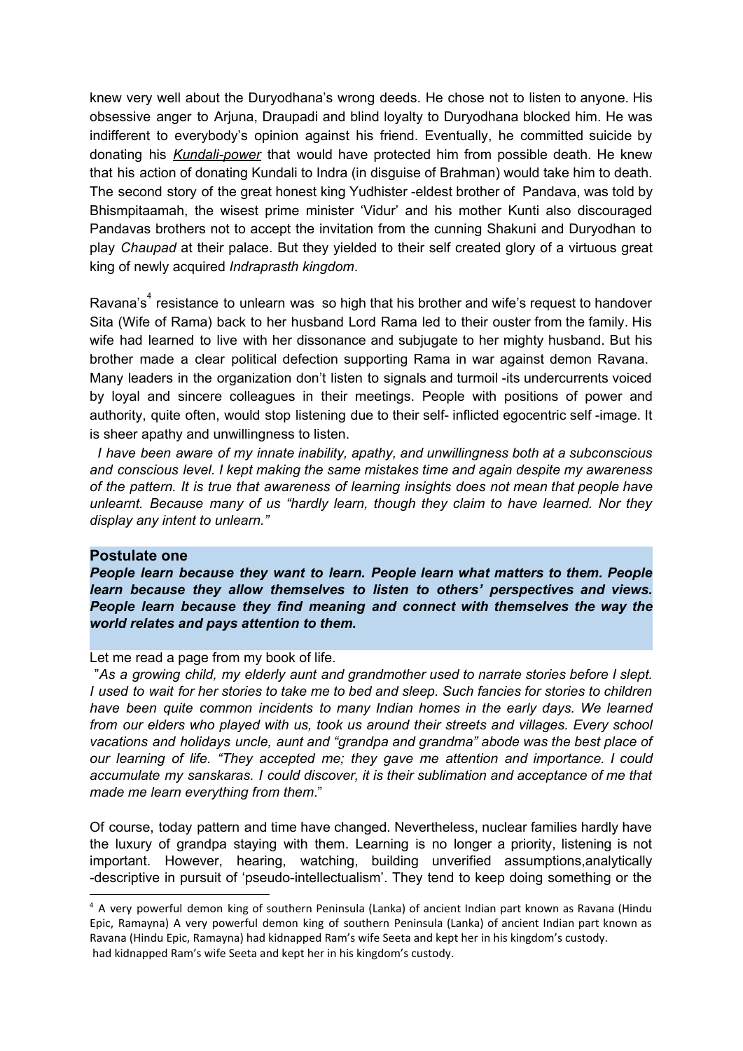knew very well about the Duryodhana's wrong deeds. He chose not to listen to anyone. His obsessive anger to Arjuna, Draupadi and blind loyalty to Duryodhana blocked him. He was indifferent to everybody's opinion against his friend. Eventually, he committed suicide by donating his <u>*Kundali-power*</u> that would have protected him from possible death. He knew that his action of donating Kundali to Indra (in disguise of Brahman) would take him to death. The second story of the great honest king Yudhister -eldest brother of Pandava, was told by Bhismpitaamah, the wisest prime minister 'Vidur' and his mother Kunti also discouraged Pandavas brothers not to accept the invitation from the cunning Shakuni and Duryodhan to play *Chaupad* at their palace. But they yielded to their self created glory of a virtuous great king of newly acquired *Indraprasth kingdom*.

Ravana's[4] resistance to unlearn was so high that his brother and wife's request to handover Sita (Wife of Rama) back to her husband Lord Rama led to their ouster from the family. His wife had learned to live with her dissonance and subjugate to her mighty husband. But his brother made a clear political defection supporting Rama in war against demon Ravana. Many leaders in the organization don't listen to signals and turmoil -its undercurrents voiced by loyal and sincere colleagues in their meetings. People with positions of power and authority, quite often, would stop listening due to their self- inflicted egocentric self -image. It is sheer apathy and unwillingness to listen.

*I have been aware of my innate inability, apathy, and unwillingness both at a subconscious and conscious level. I kept making the same mistakes time and again despite my awareness of the pattern. It is true that awareness of learning insights does not mean that people have unlearnt. Because many of us "hardly learn, though they claim to have learned. Nor they display any intent to unlearn."*

**Postulate one**

***People learn because they want to learn. People learn what matters to them. People learn because they allow themselves to listen to others' perspectives and views. People learn because they find meaning and connect with themselves the way the world relates and pays attention to them.***

Let me read a page from my book of life.

"*As a growing child, my elderly aunt and grandmother used to narrate stories before I slept. I used to wait for her stories to take me to bed and sleep. Such fancies for stories to children have been quite common incidents to many Indian homes in the early days. We learned from our elders who played with us, took us around their streets and villages. Every school vacations and holidays uncle, aunt and "grandpa and grandma" abode was the best place of our learning of life. "They accepted me; they gave me attention and importance. I could accumulate my sanskaras. I could discover, it is their sublimation and acceptance of me that made me learn everything from them*."

Of course, today pattern and time have changed. Nevertheless, nuclear families hardly have the luxury of grandpa staying with them. Learning is no longer a priority, listening is not important. However, hearing, watching, building unverified assumptions,analytically -descriptive in pursuit of 'pseudo-intellectualism'. They tend to keep doing something or the

[4] A very powerful demon king of southern Peninsula (Lanka) of ancient Indian part known as Ravana (Hindu Epic, Ramayna) A very powerful demon king of southern Peninsula (Lanka) of ancient Indian part known as Ravana (Hindu Epic, Ramayna) had kidnapped Ram's wife Seeta and kept her in his kingdom's custody. had kidnapped Ram's wife Seeta and kept her in his kingdom's custody.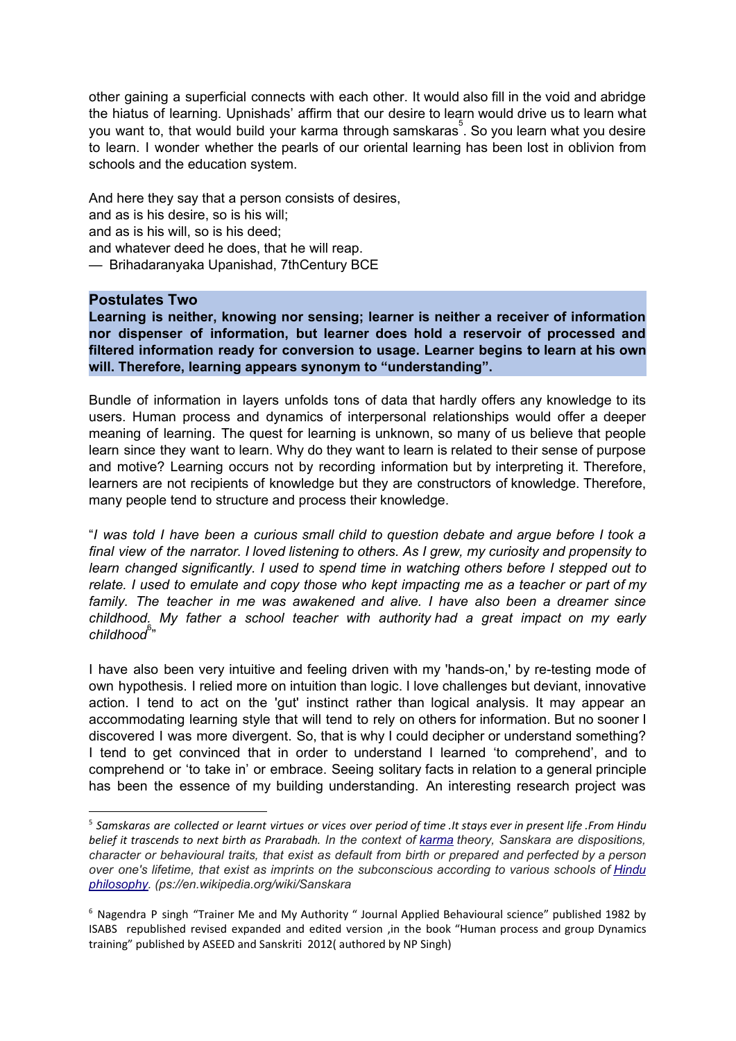other gaining a superficial connects with each other. It would also fill in the void and abridge the hiatus of learning. Upnishads' affirm that our desire to learn would drive us to learn what you want to, that would build your karma through samskaras[5]. So you learn what you desire to learn. I wonder whether the pearls of our oriental learning has been lost in oblivion from schools and the education system.

And here they say that a person consists of desires,
and as is his desire, so is his will;
and as is his will, so is his deed;
and whatever deed he does, that he will reap.
— Brihadaranyaka Upanishad, 7thCentury BCE

**Postulates Two**

**Learning is neither, knowing nor sensing; learner is neither a receiver of information nor dispenser of information, but learner does hold a reservoir of processed and filtered information ready for conversion to usage. Learner begins to learn at his own will. Therefore, learning appears synonym to "understanding".**

Bundle of information in layers unfolds tons of data that hardly offers any knowledge to its users. Human process and dynamics of interpersonal relationships would offer a deeper meaning of learning. The quest for learning is unknown, so many of us believe that people learn since they want to learn. Why do they want to learn is related to their sense of purpose and motive? Learning occurs not by recording information but by interpreting it. Therefore, learners are not recipients of knowledge but they are constructors of knowledge. Therefore, many people tend to structure and process their knowledge.

"*I was told I have been a curious small child to question debate and argue before I took a final view of the narrator. I loved listening to others. As I grew, my curiosity and propensity to learn changed significantly. I used to spend time in watching others before I stepped out to relate. I used to emulate and copy those who kept impacting me as a teacher or part of my family. The teacher in me was awakened and alive. I have also been a dreamer since childhood. My father a school teacher with authority had a great impact on my early childhood*[6]"

I have also been very intuitive and feeling driven with my 'hands-on,' by re-testing mode of own hypothesis. I relied more on intuition than logic. I love challenges but deviant, innovative action. I tend to act on the 'gut' instinct rather than logical analysis. It may appear an accommodating learning style that will tend to rely on others for information. But no sooner I discovered I was more divergent. So, that is why I could decipher or understand something? I tend to get convinced that in order to understand I learned 'to comprehend', and to comprehend or 'to take in' or embrace. Seeing solitary facts in relation to a general principle has been the essence of my building understanding. An interesting research project was

---

[5] *Samskaras are collected or learnt virtues or vices over period of time .It stays ever in present life .From Hindu belief it trascends to next birth as Prarabadh. In the context of karma theory, Sanskara are dispositions, character or behavioural traits, that exist as default from birth or prepared and perfected by a person over one's lifetime, that exist as imprints on the subconscious according to various schools of Hindu philosophy. (ps://en.wikipedia.org/wiki/Sanskara*

[6] Nagendra P singh "Trainer Me and My Authority " Journal Applied Behavioural science" published 1982 by ISABS republished revised expanded and edited version ,in the book "Human process and group Dynamics training" published by ASEED and Sanskriti 2012( authored by NP Singh)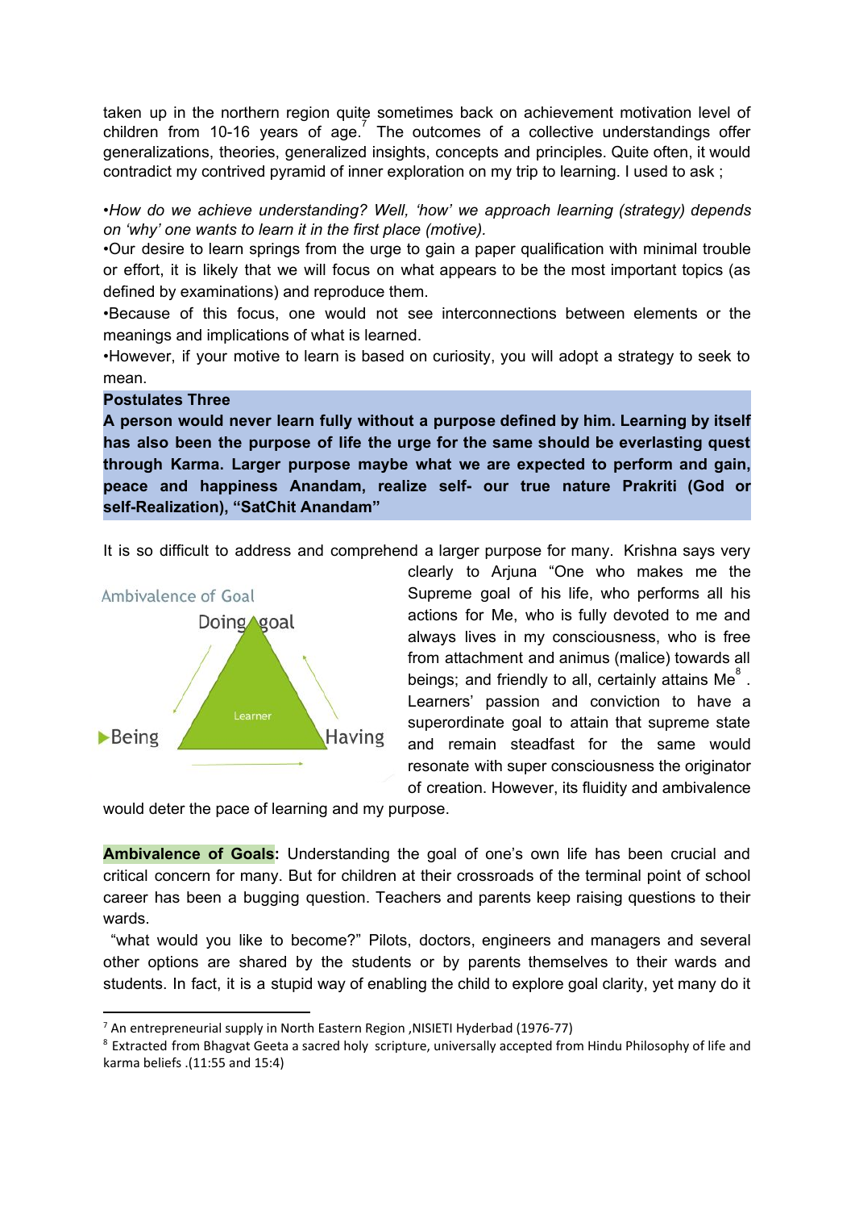taken up in the northern region quite sometimes back on achievement motivation level of children from 10-16 years of age.[7] The outcomes of a collective understandings offer generalizations, theories, generalized insights, concepts and principles. Quite often, it would contradict my contrived pyramid of inner exploration on my trip to learning. I used to ask ;

•*How do we achieve understanding? Well, 'how' we approach learning (strategy) depends on 'why' one wants to learn it in the first place (motive).*

•Our desire to learn springs from the urge to gain a paper qualification with minimal trouble or effort, it is likely that we will focus on what appears to be the most important topics (as defined by examinations) and reproduce them.

•Because of this focus, one would not see interconnections between elements or the meanings and implications of what is learned.

•However, if your motive to learn is based on curiosity, you will adopt a strategy to seek to mean.

**Postulates Three**

**A person would never learn fully without a purpose defined by him. Learning by itself has also been the purpose of life the urge for the same should be everlasting quest through Karma. Larger purpose maybe what we are expected to perform and gain, peace and happiness Anandam, realize self- our true nature Prakriti (God or self-Realization), "SatChit Anandam"**

It is so difficult to address and comprehend a larger purpose for many. Krishna says very clearly to Arjuna "One who makes me the Supreme goal of his life, who performs all his actions for Me, who is fully devoted to me and always lives in my consciousness, who is free from attachment and animus (malice) towards all beings; and friendly to all, certainly attains Me[8]. Learners' passion and conviction to have a superordinate goal to attain that supreme state and remain steadfast for the same would resonate with super consciousness the originator of creation. However, its fluidity and ambivalence would deter the pace of learning and my purpose.

Ambivalence of Goal

Doing goal

Learner

Being

Having

**Ambivalence of Goals:** Understanding the goal of one's own life has been crucial and critical concern for many. But for children at their crossroads of the terminal point of school career has been a bugging question. Teachers and parents keep raising questions to their wards.

"what would you like to become?" Pilots, doctors, engineers and managers and several other options are shared by the students or by parents themselves to their wards and students. In fact, it is a stupid way of enabling the child to explore goal clarity, yet many do it

[7] An entrepreneurial supply in North Eastern Region ,NISIETI Hyderbad (1976-77)

[8] Extracted from Bhagvat Geeta a sacred holy scripture, universally accepted from Hindu Philosophy of life and karma beliefs .(11:55 and 15:4)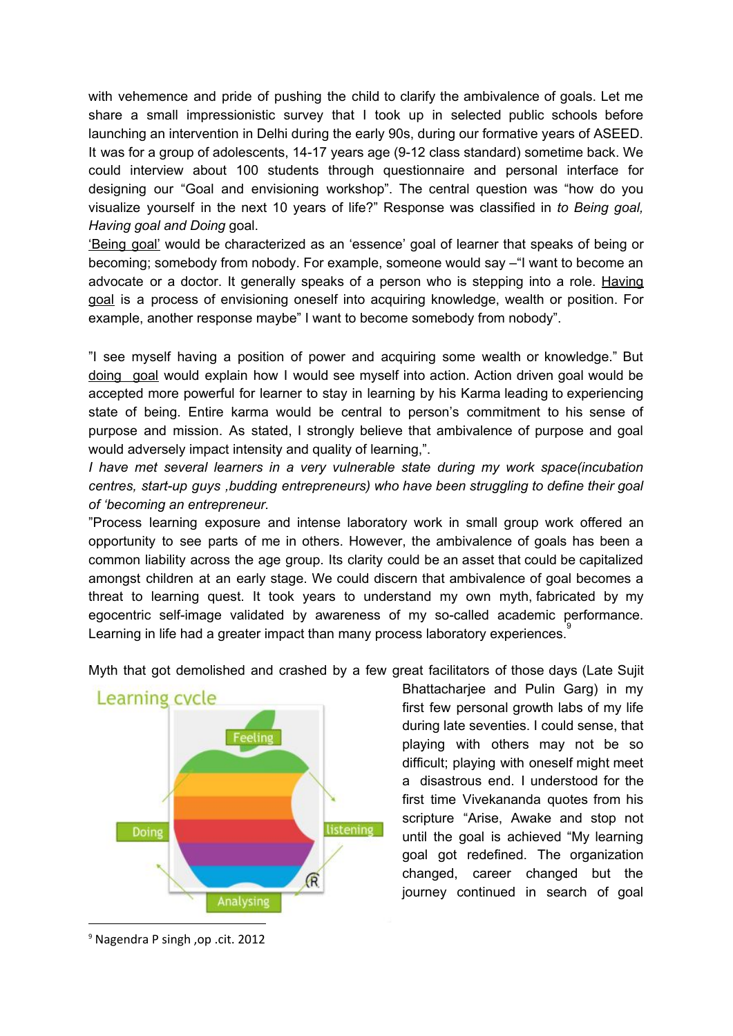with vehemence and pride of pushing the child to clarify the ambivalence of goals. Let me share a small impressionistic survey that I took up in selected public schools before launching an intervention in Delhi during the early 90s, during our formative years of ASEED. It was for a group of adolescents, 14-17 years age (9-12 class standard) sometime back. We could interview about 100 students through questionnaire and personal interface for designing our "Goal and envisioning workshop". The central question was "how do you visualize yourself in the next 10 years of life?" Response was classified in *to Being goal, Having goal and Doing* goal.

'Being goal' would be characterized as an 'essence' goal of learner that speaks of being or becoming; somebody from nobody. For example, someone would say –"I want to become an advocate or a doctor. It generally speaks of a person who is stepping into a role. Having goal is a process of envisioning oneself into acquiring knowledge, wealth or position. For example, another response maybe" I want to become somebody from nobody".

"I see myself having a position of power and acquiring some wealth or knowledge." But doing goal would explain how I would see myself into action. Action driven goal would be accepted more powerful for learner to stay in learning by his Karma leading to experiencing state of being. Entire karma would be central to person's commitment to his sense of purpose and mission. As stated, I strongly believe that ambivalence of purpose and goal would adversely impact intensity and quality of learning,".

*I have met several learners in a very vulnerable state during my work space(incubation centres, start-up guys ,budding entrepreneurs) who have been struggling to define their goal of 'becoming an entrepreneur.*

"Process learning exposure and intense laboratory work in small group work offered an opportunity to see parts of me in others. However, the ambivalence of goals has been a common liability across the age group. Its clarity could be an asset that could be capitalized amongst children at an early stage. We could discern that ambivalence of goal becomes a threat to learning quest. It took years to understand my own myth, fabricated by my egocentric self-image validated by awareness of my so-called academic performance. Learning in life had a greater impact than many process laboratory experiences.[9]

Myth that got demolished and crashed by a few great facilitators of those days (Late Sujit Bhattacharjee and Pulin Garg) in my first few personal growth labs of my life during late seventies. I could sense, that playing with others may not be so difficult; playing with oneself might meet a disastrous end. I understood for the first time Vivekananda quotes from his scripture "Arise, Awake and stop not until the goal is achieved "My learning goal got redefined. The organization changed, career changed but the journey continued in search of goal

Learning cycle

Feeling

Doing

listening

Analysing

[9] Nagendra P singh ,op .cit. 2012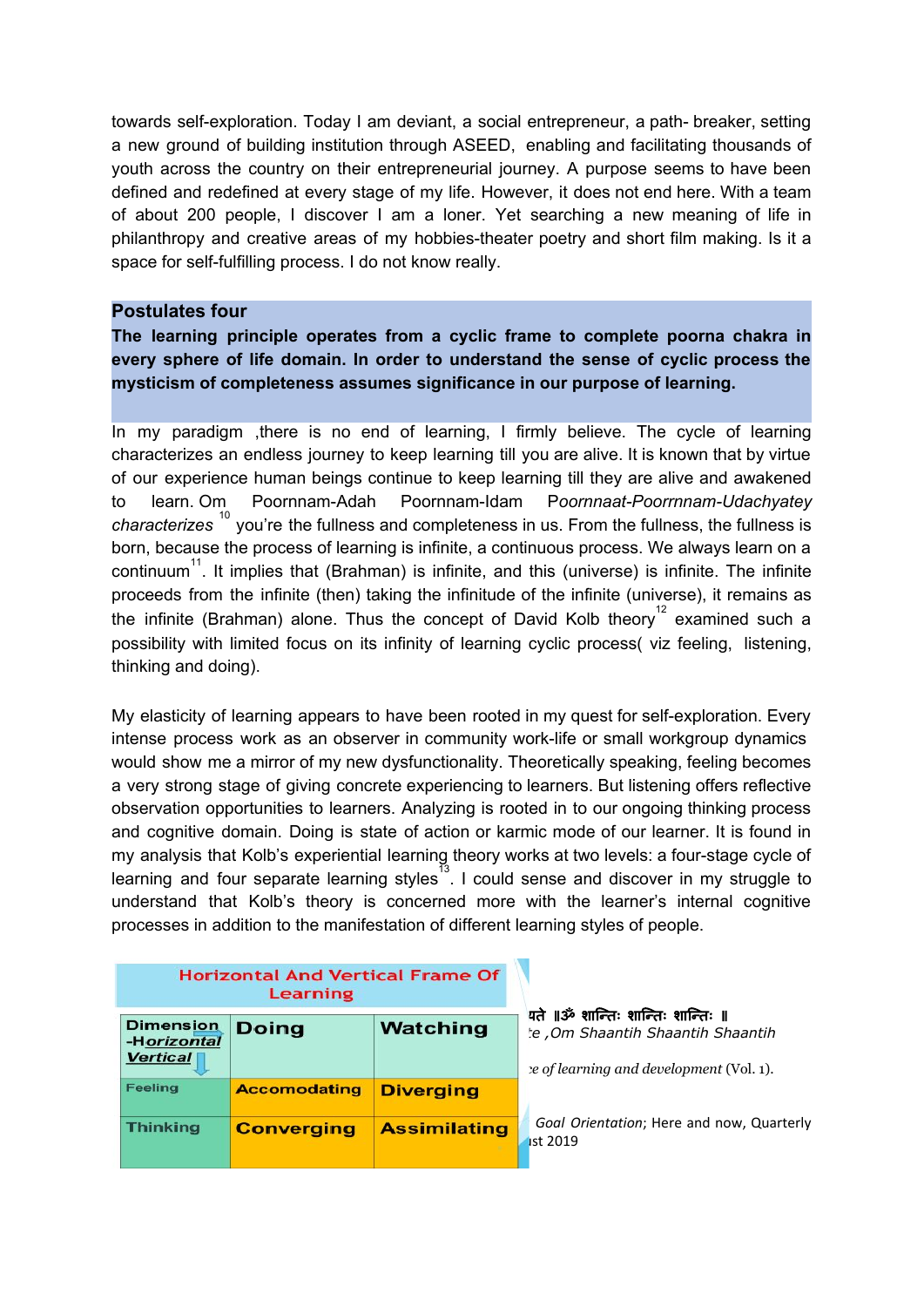towards self-exploration. Today I am deviant, a social entrepreneur, a path- breaker, setting a new ground of building institution through ASEED, enabling and facilitating thousands of youth across the country on their entrepreneurial journey. A purpose seems to have been defined and redefined at every stage of my life. However, it does not end here. With a team of about 200 people, I discover I am a loner. Yet searching a new meaning of life in philanthropy and creative areas of my hobbies-theater poetry and short film making. Is it a space for self-fulfilling process. I do not know really.

**Postulates four**

**The learning principle operates from a cyclic frame to complete poorna chakra in every sphere of life domain. In order to understand the sense of cyclic process the mysticism of completeness assumes significance in our purpose of learning.**

In my paradigm ,there is no end of learning, I firmly believe. The cycle of learning characterizes an endless journey to keep learning till you are alive. It is known that by virtue of our experience human beings continue to keep learning till they are alive and awakened to learn. Om Poornnam-Adah Poornnam-Idam P*oornnaat-Poorrnnam-Udachyatey characterizes* [10] you're the fullness and completeness in us. From the fullness, the fullness is born, because the process of learning is infinite, a continuous process. We always learn on a continuum[11]. It implies that (Brahman) is infinite, and this (universe) is infinite. The infinite proceeds from the infinite (then) taking the infinitude of the infinite (universe), it remains as the infinite (Brahman) alone. Thus the concept of David Kolb theory[12] examined such a possibility with limited focus on its infinity of learning cyclic process( viz feeling, listening, thinking and doing).

My elasticity of learning appears to have been rooted in my quest for self-exploration. Every intense process work as an observer in community work-life or small workgroup dynamics would show me a mirror of my new dysfunctionality. Theoretically speaking, feeling becomes a very strong stage of giving concrete experiencing to learners. But listening offers reflective observation opportunities to learners. Analyzing is rooted in to our ongoing thinking process and cognitive domain. Doing is state of action or karmic mode of our learner. It is found in my analysis that Kolb's experiential learning theory works at two levels: a four-stage cycle of learning and four separate learning styles[13]. I could sense and discover in my struggle to understand that Kolb's theory is concerned more with the learner's internal cognitive processes in addition to the manifestation of different learning styles of people.

**Horizontal And Vertical Frame Of Learning**

| Dimension -*Horizontal* *Vertical* | **Doing** | **Watching** |
|---|---|---|
| Feeling | **Accomodating** | **Diverging** |
| Thinking | **Converging** | **Assimilating** |

यते ॥ॐ शान्तिः शान्तिः शान्तिः ॥
te ,Om Shaantih Shaantih Shaantih

e of learning and development (Vol. 1).

*Goal Orientation*; Here and now, Quarterly
ist 2019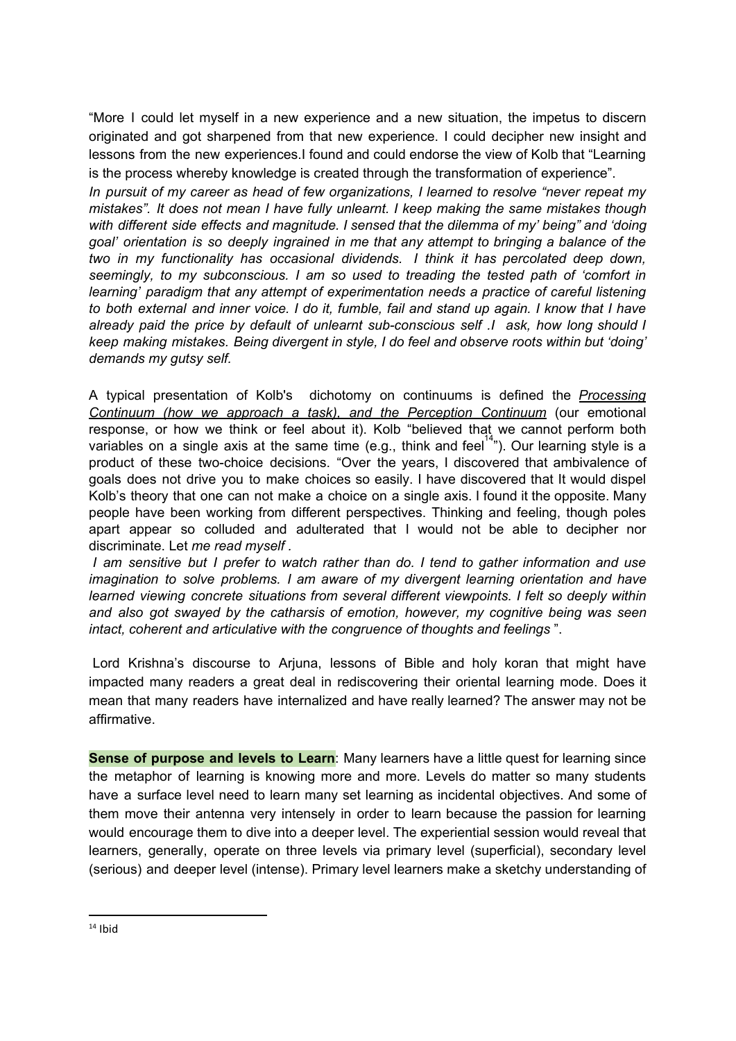"More I could let myself in a new experience and a new situation, the impetus to discern originated and got sharpened from that new experience. I could decipher new insight and lessons from the new experiences.I found and could endorse the view of Kolb that "Learning is the process whereby knowledge is created through the transformation of experience".

*In pursuit of my career as head of few organizations, I learned to resolve "never repeat my mistakes". It does not mean I have fully unlearnt. I keep making the same mistakes though with different side effects and magnitude. I sensed that the dilemma of my' being" and 'doing goal' orientation is so deeply ingrained in me that any attempt to bringing a balance of the two in my functionality has occasional dividends. I think it has percolated deep down, seemingly, to my subconscious. I am so used to treading the tested path of 'comfort in learning' paradigm that any attempt of experimentation needs a practice of careful listening to both external and inner voice. I do it, fumble, fail and stand up again. I know that I have already paid the price by default of unlearnt sub-conscious self .I ask, how long should I keep making mistakes. Being divergent in style, I do feel and observe roots within but 'doing' demands my gutsy self.*

A typical presentation of Kolb's dichotomy on continuums is defined the *Processing Continuum (how we approach a task), and the Perception Continuum* (our emotional response, or how we think or feel about it). Kolb "believed that we cannot perform both variables on a single axis at the same time (e.g., think and feel[14]"). Our learning style is a product of these two-choice decisions. "Over the years, I discovered that ambivalence of goals does not drive you to make choices so easily. I have discovered that It would dispel Kolb's theory that one can not make a choice on a single axis. I found it the opposite. Many people have been working from different perspectives. Thinking and feeling, though poles apart appear so colluded and adulterated that I would not be able to decipher nor discriminate. Let *me read myself .*

*I am sensitive but I prefer to watch rather than do. I tend to gather information and use imagination to solve problems. I am aware of my divergent learning orientation and have learned viewing concrete situations from several different viewpoints. I felt so deeply within and also got swayed by the catharsis of emotion, however, my cognitive being was seen intact, coherent and articulative with the congruence of thoughts and feelings* ".

Lord Krishna's discourse to Arjuna, lessons of Bible and holy koran that might have impacted many readers a great deal in rediscovering their oriental learning mode. Does it mean that many readers have internalized and have really learned? The answer may not be affirmative.

**Sense of purpose and levels to Learn**: Many learners have a little quest for learning since the metaphor of learning is knowing more and more. Levels do matter so many students have a surface level need to learn many set learning as incidental objectives. And some of them move their antenna very intensely in order to learn because the passion for learning would encourage them to dive into a deeper level. The experiential session would reveal that learners, generally, operate on three levels via primary level (superficial), secondary level (serious) and deeper level (intense). Primary level learners make a sketchy understanding of

---

[14] Ibid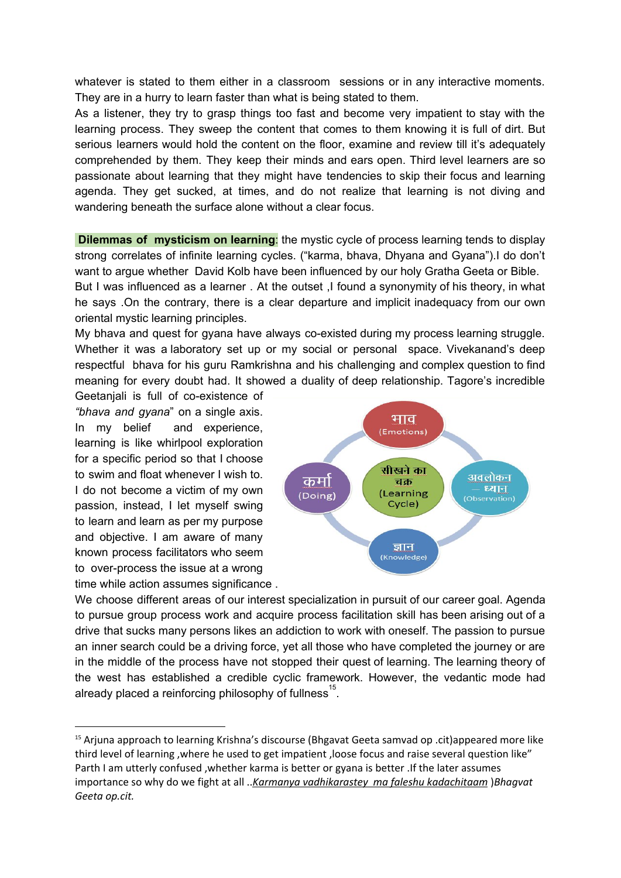whatever is stated to them either in a classroom sessions or in any interactive moments. They are in a hurry to learn faster than what is being stated to them.
As a listener, they try to grasp things too fast and become very impatient to stay with the learning process. They sweep the content that comes to them knowing it is full of dirt. But serious learners would hold the content on the floor, examine and review till it's adequately comprehended by them. They keep their minds and ears open. Third level learners are so passionate about learning that they might have tendencies to skip their focus and learning agenda. They get sucked, at times, and do not realize that learning is not diving and wandering beneath the surface alone without a clear focus.

**Dilemmas of mysticism on learning**: the mystic cycle of process learning tends to display strong correlates of infinite learning cycles. ("karma, bhava, Dhyana and Gyana").I do don't want to argue whether David Kolb have been influenced by our holy Gratha Geeta or Bible. But I was influenced as a learner . At the outset ,I found a synonymity of his theory, in what he says .On the contrary, there is a clear departure and implicit inadequacy from our own oriental mystic learning principles.
My bhava and quest for gyana have always co-existed during my process learning struggle. Whether it was a laboratory set up or my social or personal space. Vivekanand's deep respectful bhava for his guru Ramkrishna and his challenging and complex question to find meaning for every doubt had. It showed a duality of deep relationship. Tagore's incredible Geetanjali is full of co-existence of *"bhava and gyana*" on a single axis. In my belief and experience, learning is like whirlpool exploration for a specific period so that I choose to swim and float whenever I wish to. I do not become a victim of my own passion, instead, I let myself swing to learn and learn as per my purpose and objective. I am aware of many known process facilitators who seem to over-process the issue at a wrong time while action assumes significance .

भाव (Emotions)
कर्म (Doing)
सीखने का चक्र (Learning Cycle)
अवलोकन – ध्यान (Observation)
ज्ञान (Knowledge)

We choose different areas of our interest specialization in pursuit of our career goal. Agenda to pursue group process work and acquire process facilitation skill has been arising out of a drive that sucks many persons likes an addiction to work with oneself. The passion to pursue an inner search could be a driving force, yet all those who have completed the journey or are in the middle of the process have not stopped their quest of learning. The learning theory of the west has established a credible cyclic framework. However, the vedantic mode had already placed a reinforcing philosophy of fullness[15].

---

[15] Arjuna approach to learning Krishna's discourse (Bhgavat Geeta samvad op .cit)appeared more like third level of learning ,where he used to get impatient ,loose focus and raise several question like" Parth I am utterly confused ,whether karma is better or gyana is better .If the later assumes importance so why do we fight at all ..*Karmanya vadhikarastey ma faleshu kadachitaam* )*Bhagvat Geeta op.cit.*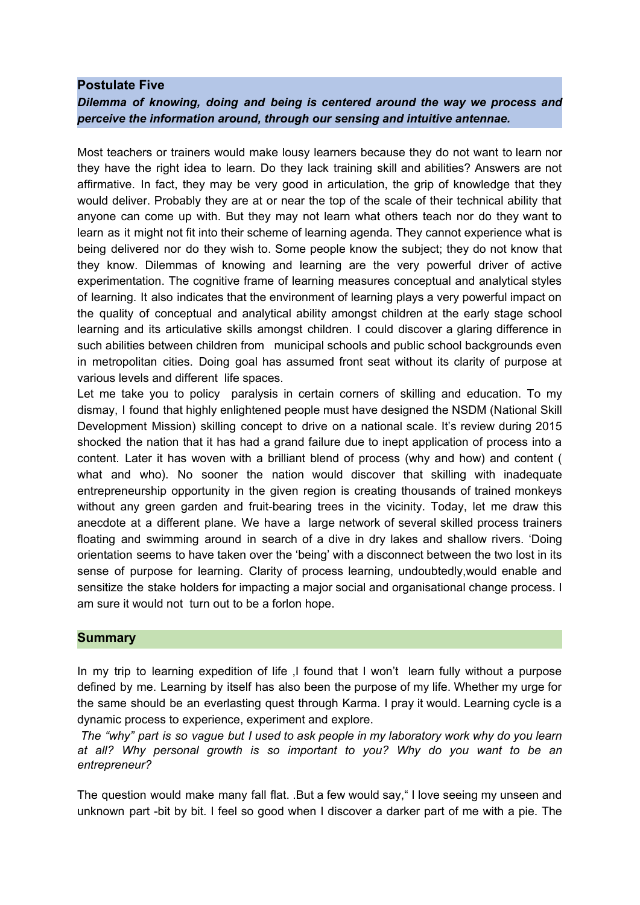## Postulate Five

***Dilemma of knowing, doing and being is centered around the way we process and perceive the information around, through our sensing and intuitive antennae.***

Most teachers or trainers would make lousy learners because they do not want to learn nor they have the right idea to learn. Do they lack training skill and abilities? Answers are not affirmative. In fact, they may be very good in articulation, the grip of knowledge that they would deliver. Probably they are at or near the top of the scale of their technical ability that anyone can come up with. But they may not learn what others teach nor do they want to learn as it might not fit into their scheme of learning agenda. They cannot experience what is being delivered nor do they wish to. Some people know the subject; they do not know that they know. Dilemmas of knowing and learning are the very powerful driver of active experimentation. The cognitive frame of learning measures conceptual and analytical styles of learning. It also indicates that the environment of learning plays a very powerful impact on the quality of conceptual and analytical ability amongst children at the early stage school learning and its articulative skills amongst children. I could discover a glaring difference in such abilities between children from municipal schools and public school backgrounds even in metropolitan cities. Doing goal has assumed front seat without its clarity of purpose at various levels and different life spaces.

Let me take you to policy paralysis in certain corners of skilling and education. To my dismay, I found that highly enlightened people must have designed the NSDM (National Skill Development Mission) skilling concept to drive on a national scale. It's review during 2015 shocked the nation that it has had a grand failure due to inept application of process into a content. Later it has woven with a brilliant blend of process (why and how) and content ( what and who). No sooner the nation would discover that skilling with inadequate entrepreneurship opportunity in the given region is creating thousands of trained monkeys without any green garden and fruit-bearing trees in the vicinity. Today, let me draw this anecdote at a different plane. We have a large network of several skilled process trainers floating and swimming around in search of a dive in dry lakes and shallow rivers. 'Doing orientation seems to have taken over the 'being' with a disconnect between the two lost in its sense of purpose for learning. Clarity of process learning, undoubtedly,would enable and sensitize the stake holders for impacting a major social and organisational change process. I am sure it would not turn out to be a forlon hope.

## Summary

In my trip to learning expedition of life ,I found that I won't learn fully without a purpose defined by me. Learning by itself has also been the purpose of my life. Whether my urge for the same should be an everlasting quest through Karma. I pray it would. Learning cycle is a dynamic process to experience, experiment and explore.

*The "why" part is so vague but I used to ask people in my laboratory work why do you learn at all? Why personal growth is so important to you? Why do you want to be an entrepreneur?*

The question would make many fall flat. .But a few would say," I love seeing my unseen and unknown part -bit by bit. I feel so good when I discover a darker part of me with a pie. The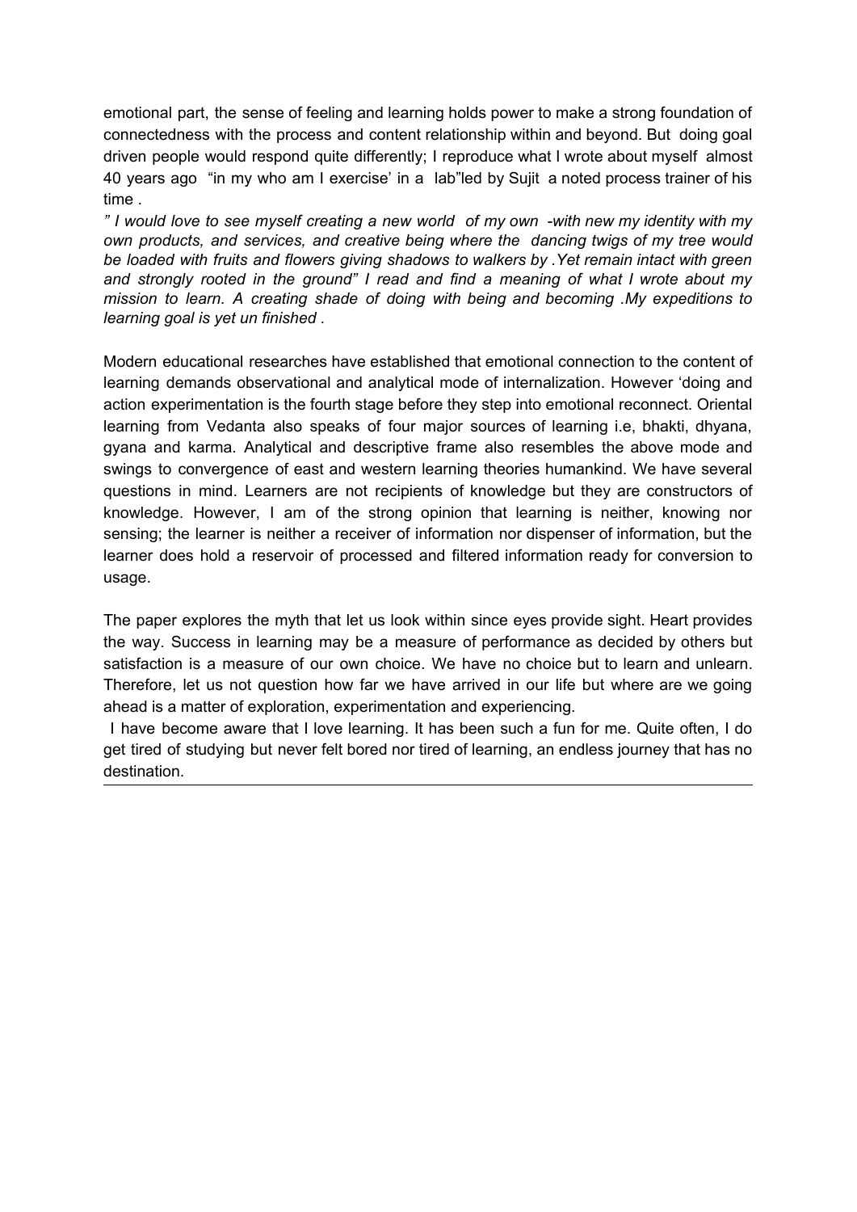emotional part, the sense of feeling and learning holds power to make a strong foundation of connectedness with the process and content relationship within and beyond. But doing goal driven people would respond quite differently; I reproduce what I wrote about myself almost 40 years ago "in my who am I exercise' in a lab"led by Sujit a noted process trainer of his time .

*" I would love to see myself creating a new world of my own -with new my identity with my own products, and services, and creative being where the dancing twigs of my tree would be loaded with fruits and flowers giving shadows to walkers by .Yet remain intact with green and strongly rooted in the ground" I read and find a meaning of what I wrote about my mission to learn. A creating shade of doing with being and becoming .My expeditions to learning goal is yet un finished .*

Modern educational researches have established that emotional connection to the content of learning demands observational and analytical mode of internalization. However 'doing and action experimentation is the fourth stage before they step into emotional reconnect. Oriental learning from Vedanta also speaks of four major sources of learning i.e, bhakti, dhyana, gyana and karma. Analytical and descriptive frame also resembles the above mode and swings to convergence of east and western learning theories humankind. We have several questions in mind. Learners are not recipients of knowledge but they are constructors of knowledge. However, I am of the strong opinion that learning is neither, knowing nor sensing; the learner is neither a receiver of information nor dispenser of information, but the learner does hold a reservoir of processed and filtered information ready for conversion to usage.

The paper explores the myth that let us look within since eyes provide sight. Heart provides the way. Success in learning may be a measure of performance as decided by others but satisfaction is a measure of our own choice. We have no choice but to learn and unlearn. Therefore, let us not question how far we have arrived in our life but where are we going ahead is a matter of exploration, experimentation and experiencing.

I have become aware that I love learning. It has been such a fun for me. Quite often, I do get tired of studying but never felt bored nor tired of learning, an endless journey that has no destination.